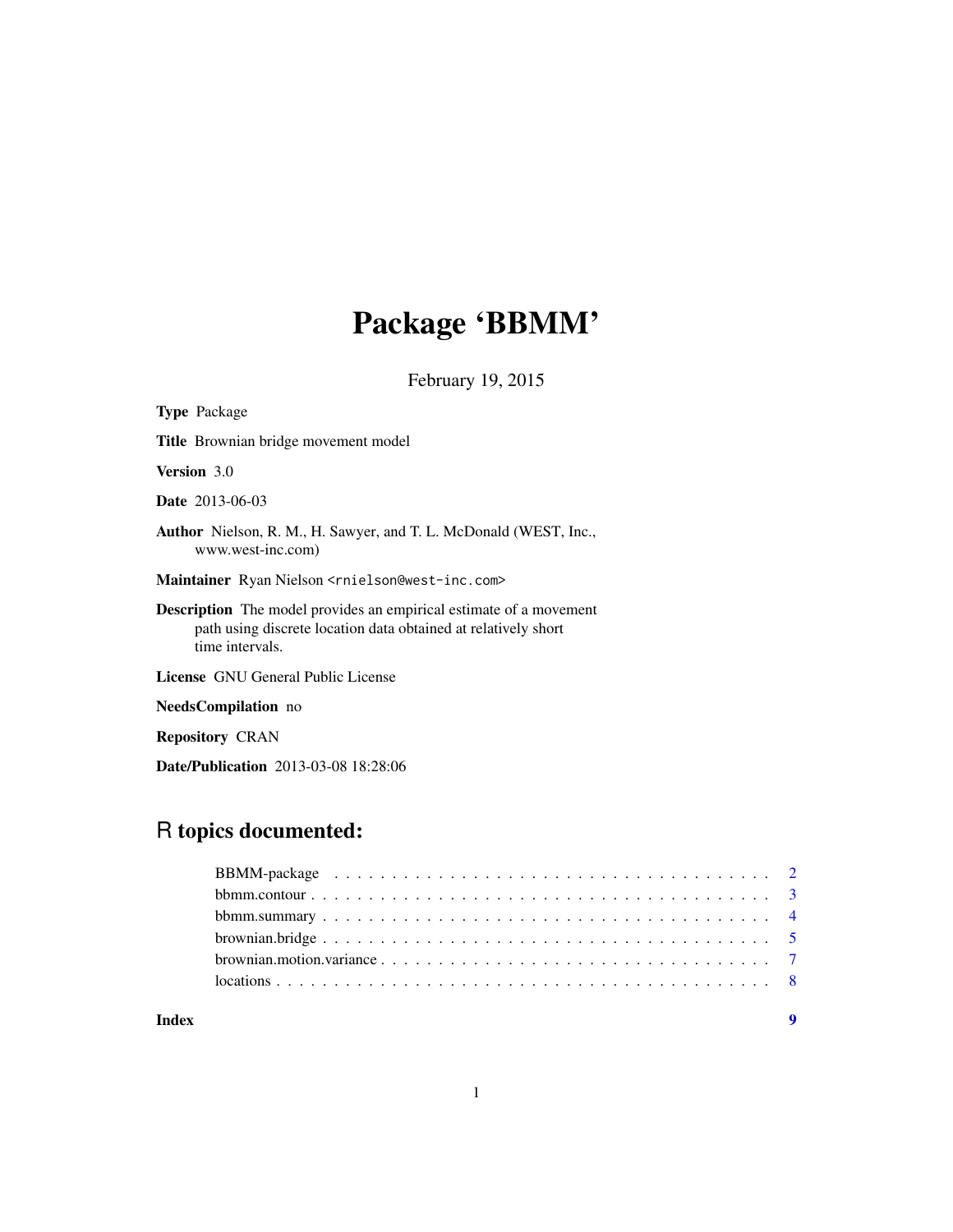# Package 'BBMM'

February 19, 2015

**Type** Package

**Title** Brownian bridge movement model

**Version** 3.0

**Date** 2013-06-03

**Author** Nielson, R. M., H. Sawyer, and T. L. McDonald (WEST, Inc., www.west-inc.com)

**Maintainer** Ryan Nielson <rnielson@west-inc.com>

**Description** The model provides an empirical estimate of a movement path using discrete location data obtained at relatively short time intervals.

**License** GNU General Public License

**NeedsCompilation** no

**Repository** CRAN

**Date/Publication** 2013-03-08 18:28:06

## R topics documented:

- BBMM-package . . . . . . . . . . . . . . . . . . . . . . . . . . . . . . . . . . . . 2
- bbmm.contour . . . . . . . . . . . . . . . . . . . . . . . . . . . . . . . . . . . . 3
- bbmm.summary . . . . . . . . . . . . . . . . . . . . . . . . . . . . . . . . . . . . 4
- brownian.bridge . . . . . . . . . . . . . . . . . . . . . . . . . . . . . . . . . . . . 5
- brownian.motion.variance . . . . . . . . . . . . . . . . . . . . . . . . . . . . . . . 7
- locations . . . . . . . . . . . . . . . . . . . . . . . . . . . . . . . . . . . . . . . . 8

**Index** 9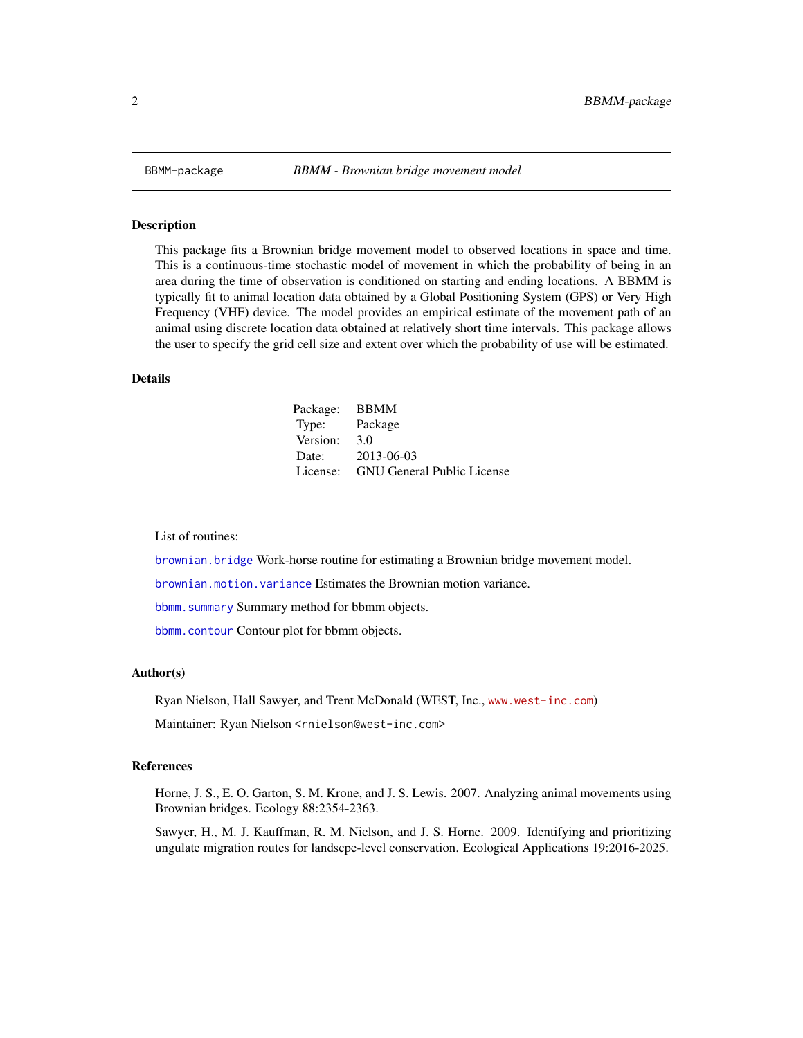BBMM-package *BBMM - Brownian bridge movement model*

## Description

This package fits a Brownian bridge movement model to observed locations in space and time. This is a continuous-time stochastic model of movement in which the probability of being in an area during the time of observation is conditioned on starting and ending locations. A BBMM is typically fit to animal location data obtained by a Global Positioning System (GPS) or Very High Frequency (VHF) device. The model provides an empirical estimate of the movement path of an animal using discrete location data obtained at relatively short time intervals. This package allows the user to specify the grid cell size and extent over which the probability of use will be estimated.

## Details

| | |
|---|---|
| Package: | BBMM |
| Type: | Package |
| Version: | 3.0 |
| Date: | 2013-06-03 |
| License: | GNU General Public License |

List of routines:

`brownian.bridge` Work-horse routine for estimating a Brownian bridge movement model.

`brownian.motion.variance` Estimates the Brownian motion variance.

`bbmm.summary` Summary method for bbmm objects.

`bbmm.contour` Contour plot for bbmm objects.

## Author(s)

Ryan Nielson, Hall Sawyer, and Trent McDonald (WEST, Inc., www.west-inc.com)

Maintainer: Ryan Nielson <rnielson@west-inc.com>

## References

Horne, J. S., E. O. Garton, S. M. Krone, and J. S. Lewis. 2007. Analyzing animal movements using Brownian bridges. Ecology 88:2354-2363.

Sawyer, H., M. J. Kauffman, R. M. Nielson, and J. S. Horne. 2009. Identifying and prioritizing ungulate migration routes for landscpe-level conservation. Ecological Applications 19:2016-2025.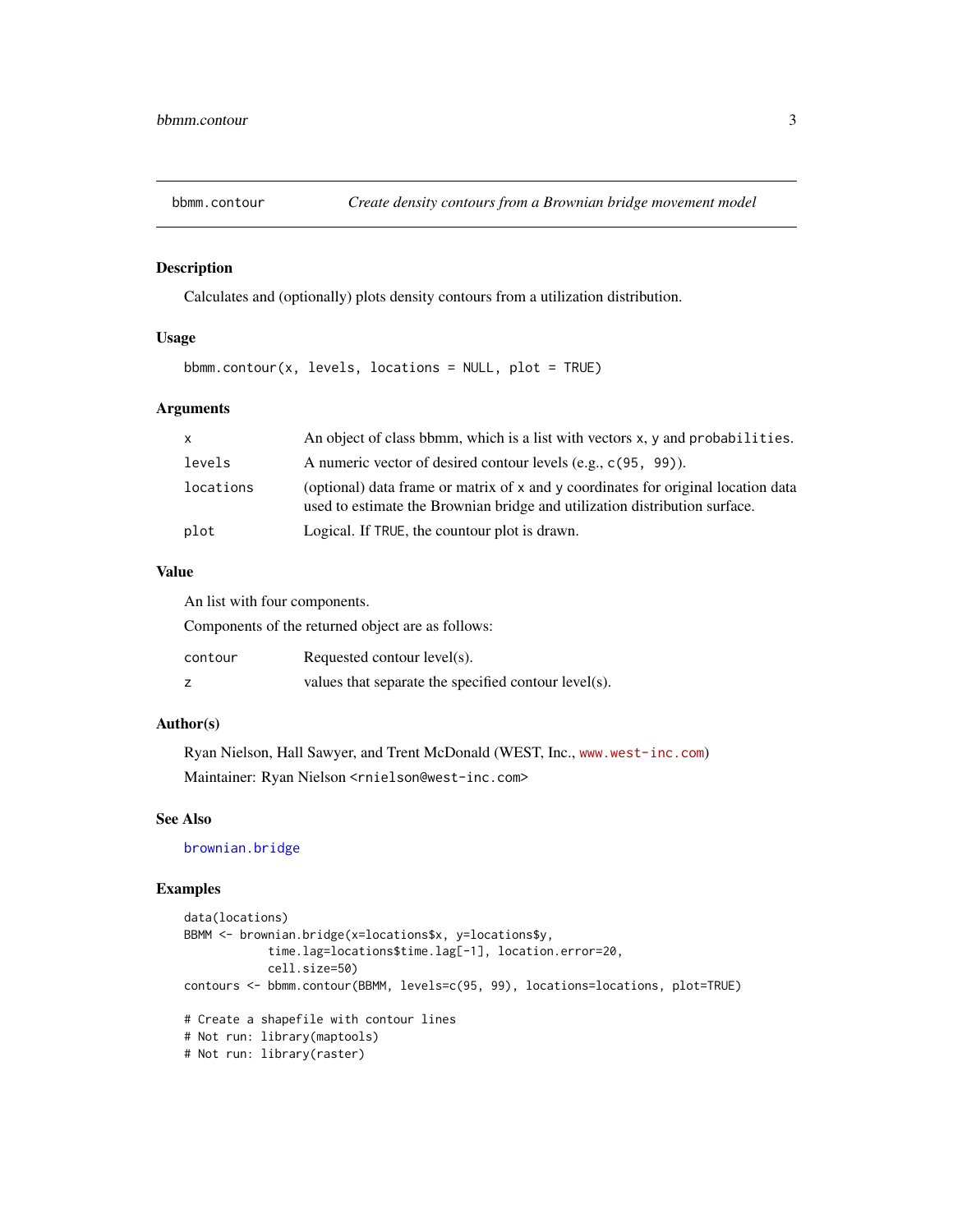## bbmm.contour — *Create density contours from a Brownian bridge movement model*

### Description

Calculates and (optionally) plots density contours from a utilization distribution.

### Usage

```
bbmm.contour(x, levels, locations = NULL, plot = TRUE)
```

### Arguments

| | |
|---|---|
| x | An object of class bbmm, which is a list with vectors `x`, `y` and `probabilities`. |
| levels | A numeric vector of desired contour levels (e.g., `c(95, 99)`). |
| locations | (optional) data frame or matrix of `x` and `y` coordinates for original location data used to estimate the Brownian bridge and utilization distribution surface. |
| plot | Logical. If `TRUE`, the countour plot is drawn. |

### Value

An list with four components.

Components of the returned object are as follows:

| | |
|---|---|
| contour | Requested contour level(s). |
| z | values that separate the specified contour level(s). |

### Author(s)

Ryan Nielson, Hall Sawyer, and Trent McDonald (WEST, Inc., www.west-inc.com)

Maintainer: Ryan Nielson <rnielson@west-inc.com>

### See Also

brownian.bridge

### Examples

```
data(locations)
BBMM <- brownian.bridge(x=locations$x, y=locations$y,
            time.lag=locations$time.lag[-1], location.error=20,
            cell.size=50)
contours <- bbmm.contour(BBMM, levels=c(95, 99), locations=locations, plot=TRUE)

# Create a shapefile with contour lines
# Not run: library(maptools)
# Not run: library(raster)
```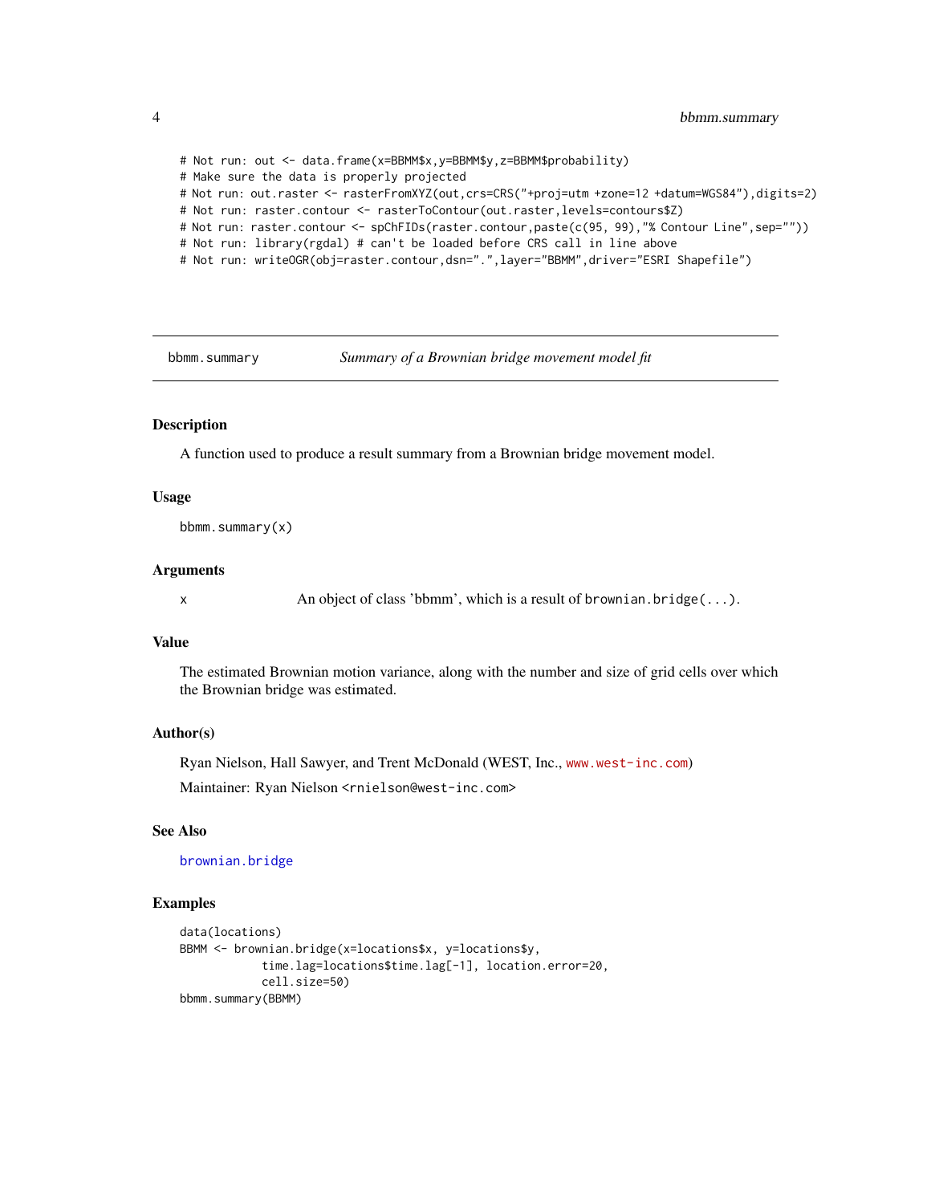```
# Not run: out <- data.frame(x=BBMM$x,y=BBMM$y,z=BBMM$probability)
# Make sure the data is properly projected
# Not run: out.raster <- rasterFromXYZ(out,crs=CRS("+proj=utm +zone=12 +datum=WGS84"),digits=2)
# Not run: raster.contour <- rasterToContour(out.raster,levels=contours$Z)
# Not run: raster.contour <- spChFIDs(raster.contour,paste(c(95, 99),"% Contour Line",sep=""))
# Not run: library(rgdal) # can't be loaded before CRS call in line above
# Not run: writeOGR(obj=raster.contour,dsn=".",layer="BBMM",driver="ESRI Shapefile")
```

---

`bbmm.summary` *Summary of a Brownian bridge movement model fit*

---

## Description

A function used to produce a result summary from a Brownian bridge movement model.

## Usage

```
bbmm.summary(x)
```

## Arguments

| | |
|---|---|
| x | An object of class 'bbmm', which is a result of `brownian.bridge(...)`. |

## Value

The estimated Brownian motion variance, along with the number and size of grid cells over which the Brownian bridge was estimated.

## Author(s)

Ryan Nielson, Hall Sawyer, and Trent McDonald (WEST, Inc., www.west-inc.com)

Maintainer: Ryan Nielson <rnielson@west-inc.com>

## See Also

brownian.bridge

## Examples

```
data(locations)
BBMM <- brownian.bridge(x=locations$x, y=locations$y,
            time.lag=locations$time.lag[-1], location.error=20,
            cell.size=50)
bbmm.summary(BBMM)
```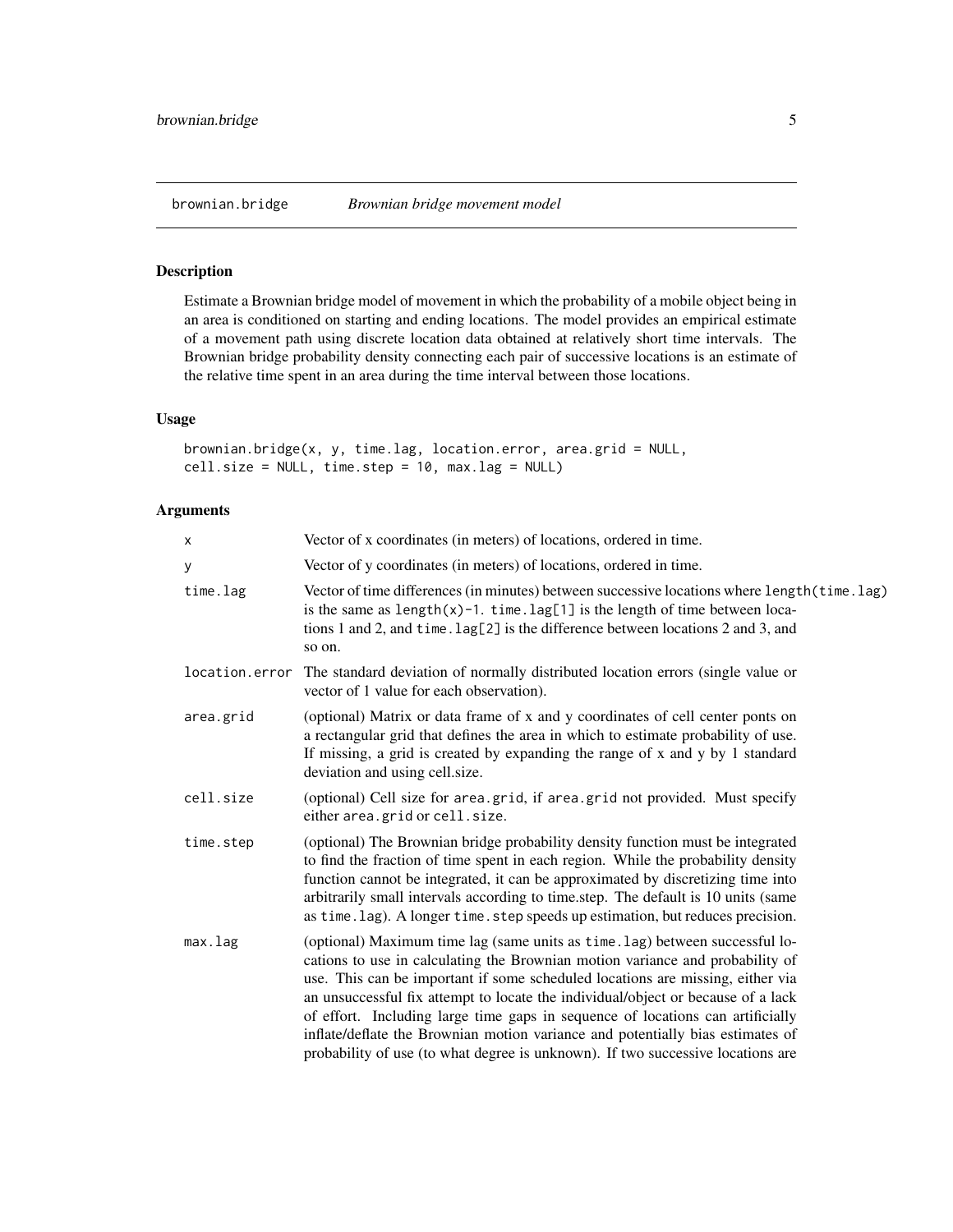## brownian.bridge — *Brownian bridge movement model*

### Description

Estimate a Brownian bridge model of movement in which the probability of a mobile object being in an area is conditioned on starting and ending locations. The model provides an empirical estimate of a movement path using discrete location data obtained at relatively short time intervals. The Brownian bridge probability density connecting each pair of successive locations is an estimate of the relative time spent in an area during the time interval between those locations.

### Usage

```
brownian.bridge(x, y, time.lag, location.error, area.grid = NULL,
cell.size = NULL, time.step = 10, max.lag = NULL)
```

### Arguments

| Argument | Description |
|---|---|
| `x` | Vector of x coordinates (in meters) of locations, ordered in time. |
| `y` | Vector of y coordinates (in meters) of locations, ordered in time. |
| `time.lag` | Vector of time differences (in minutes) between successive locations where `length(time.lag)` is the same as `length(x)-1`. `time.lag[1]` is the length of time between locations 1 and 2, and `time.lag[2]` is the difference between locations 2 and 3, and so on. |
| `location.error` | The standard deviation of normally distributed location errors (single value or vector of 1 value for each observation). |
| `area.grid` | (optional) Matrix or data frame of x and y coordinates of cell center ponts on a rectangular grid that defines the area in which to estimate probability of use. If missing, a grid is created by expanding the range of x and y by 1 standard deviation and using cell.size. |
| `cell.size` | (optional) Cell size for `area.grid`, if `area.grid` not provided. Must specify either `area.grid` or `cell.size`. |
| `time.step` | (optional) The Brownian bridge probability density function must be integrated to find the fraction of time spent in each region. While the probability density function cannot be integrated, it can be approximated by discretizing time into arbitrarily small intervals according to time.step. The default is 10 units (same as `time.lag`). A longer `time.step` speeds up estimation, but reduces precision. |
| `max.lag` | (optional) Maximum time lag (same units as `time.lag`) between successful locations to use in calculating the Brownian motion variance and probability of use. This can be important if some scheduled locations are missing, either via an unsuccessful fix attempt to locate the individual/object or because of a lack of effort. Including large time gaps in sequence of locations can artificially inflate/deflate the Brownian motion variance and potentially bias estimates of probability of use (to what degree is unknown). If two successive locations are |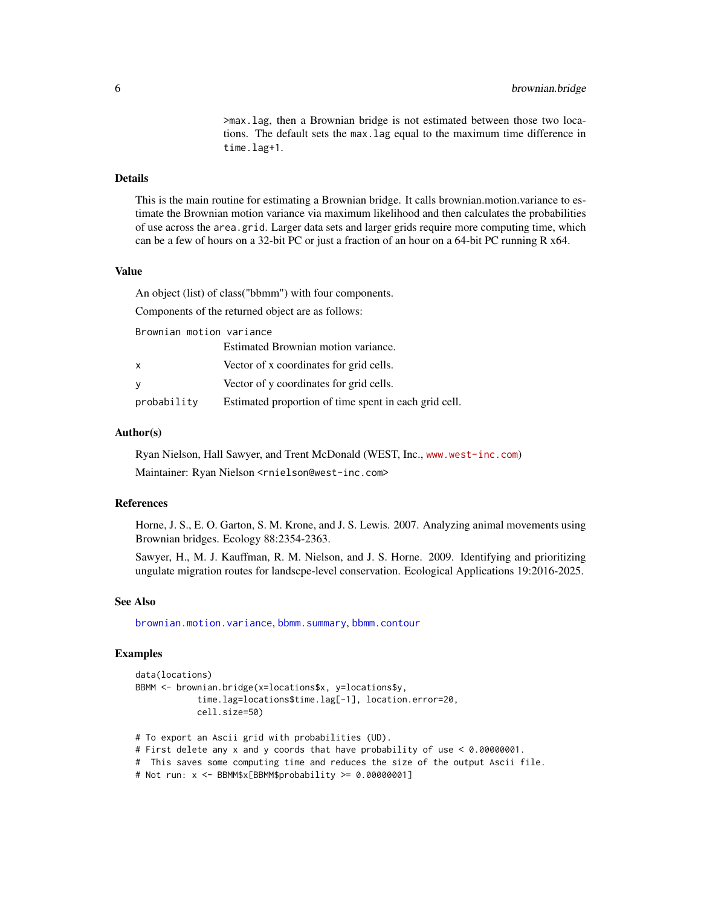>max.lag, then a Brownian bridge is not estimated between those two locations. The default sets the max.lag equal to the maximum time difference in time.lag+1.

## Details

This is the main routine for estimating a Brownian bridge. It calls brownian.motion.variance to estimate the Brownian motion variance via maximum likelihood and then calculates the probabilities of use across the area.grid. Larger data sets and larger grids require more computing time, which can be a few of hours on a 32-bit PC or just a fraction of an hour on a 64-bit PC running R x64.

## Value

An object (list) of class("bbmm") with four components.

Components of the returned object are as follows:

| | |
|---|---|
| Brownian motion variance | Estimated Brownian motion variance. |
| x | Vector of x coordinates for grid cells. |
| y | Vector of y coordinates for grid cells. |
| probability | Estimated proportion of time spent in each grid cell. |

## Author(s)

Ryan Nielson, Hall Sawyer, and Trent McDonald (WEST, Inc., www.west-inc.com)

Maintainer: Ryan Nielson <rnielson@west-inc.com>

## References

Horne, J. S., E. O. Garton, S. M. Krone, and J. S. Lewis. 2007. Analyzing animal movements using Brownian bridges. Ecology 88:2354-2363.

Sawyer, H., M. J. Kauffman, R. M. Nielson, and J. S. Horne. 2009. Identifying and prioritizing ungulate migration routes for landscpe-level conservation. Ecological Applications 19:2016-2025.

## See Also

brownian.motion.variance, bbmm.summary, bbmm.contour

## Examples

```
data(locations)
BBMM <- brownian.bridge(x=locations$x, y=locations$y,
            time.lag=locations$time.lag[-1], location.error=20,
            cell.size=50)

# To export an Ascii grid with probabilities (UD).
# First delete any x and y coords that have probability of use < 0.00000001.
#  This saves some computing time and reduces the size of the output Ascii file.
# Not run: x <- BBMM$x[BBMM$probability >= 0.00000001]
```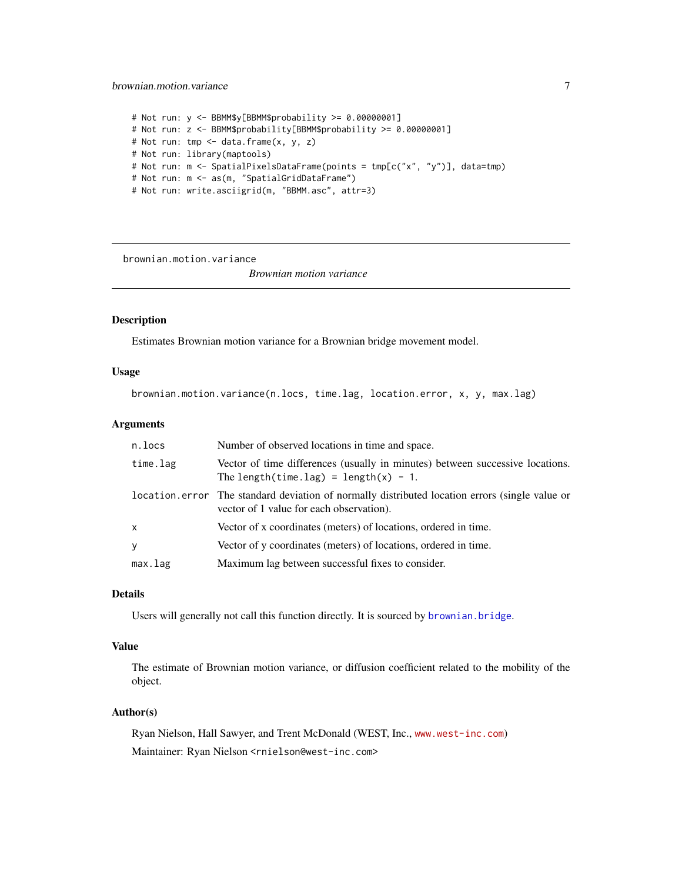```
# Not run: y <- BBMM$y[BBMM$probability >= 0.00000001]
# Not run: z <- BBMM$probability[BBMM$probability >= 0.00000001]
# Not run: tmp <- data.frame(x, y, z)
# Not run: library(maptools)
# Not run: m <- SpatialPixelsDataFrame(points = tmp[c("x", "y")], data=tmp)
# Not run: m <- as(m, "SpatialGridDataFrame")
# Not run: write.asciigrid(m, "BBMM.asc", attr=3)
```

---

## brownian.motion.variance

*Brownian motion variance*

---

### Description

Estimates Brownian motion variance for a Brownian bridge movement model.

### Usage

```
brownian.motion.variance(n.locs, time.lag, location.error, x, y, max.lag)
```

### Arguments

| | |
|---|---|
| `n.locs` | Number of observed locations in time and space. |
| `time.lag` | Vector of time differences (usually in minutes) between successive locations. The `length(time.lag) = length(x) - 1`. |
| `location.error` | The standard deviation of normally distributed location errors (single value or vector of 1 value for each observation). |
| `x` | Vector of x coordinates (meters) of locations, ordered in time. |
| `y` | Vector of y coordinates (meters) of locations, ordered in time. |
| `max.lag` | Maximum lag between successful fixes to consider. |

### Details

Users will generally not call this function directly. It is sourced by `brownian.bridge`.

### Value

The estimate of Brownian motion variance, or diffusion coefficient related to the mobility of the object.

### Author(s)

Ryan Nielson, Hall Sawyer, and Trent McDonald (WEST, Inc., www.west-inc.com)

Maintainer: Ryan Nielson <rnielson@west-inc.com>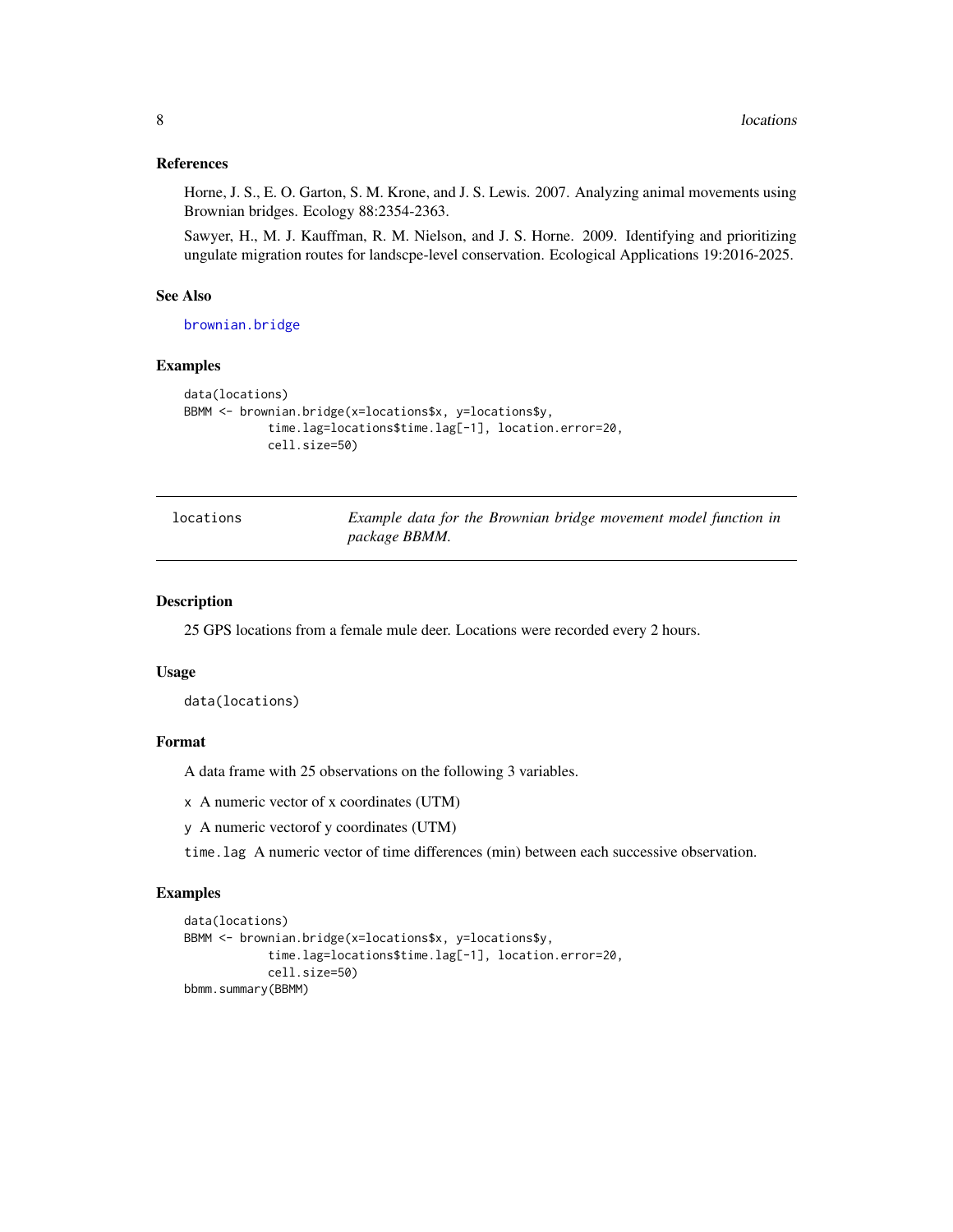### References

Horne, J. S., E. O. Garton, S. M. Krone, and J. S. Lewis. 2007. Analyzing animal movements using Brownian bridges. Ecology 88:2354-2363.

Sawyer, H., M. J. Kauffman, R. M. Nielson, and J. S. Horne. 2009. Identifying and prioritizing ungulate migration routes for landscpe-level conservation. Ecological Applications 19:2016-2025.

### See Also

`brownian.bridge`

### Examples

```
data(locations)
BBMM <- brownian.bridge(x=locations$x, y=locations$y,
            time.lag=locations$time.lag[-1], location.error=20,
            cell.size=50)
```

---

## locations — *Example data for the Brownian bridge movement model function in package BBMM.*

### Description

25 GPS locations from a female mule deer. Locations were recorded every 2 hours.

### Usage

```
data(locations)
```

### Format

A data frame with 25 observations on the following 3 variables.

- `x` A numeric vector of x coordinates (UTM)
- `y` A numeric vectorof y coordinates (UTM)
- `time.lag` A numeric vector of time differences (min) between each successive observation.

### Examples

```
data(locations)
BBMM <- brownian.bridge(x=locations$x, y=locations$y,
            time.lag=locations$time.lag[-1], location.error=20,
            cell.size=50)
bbmm.summary(BBMM)
```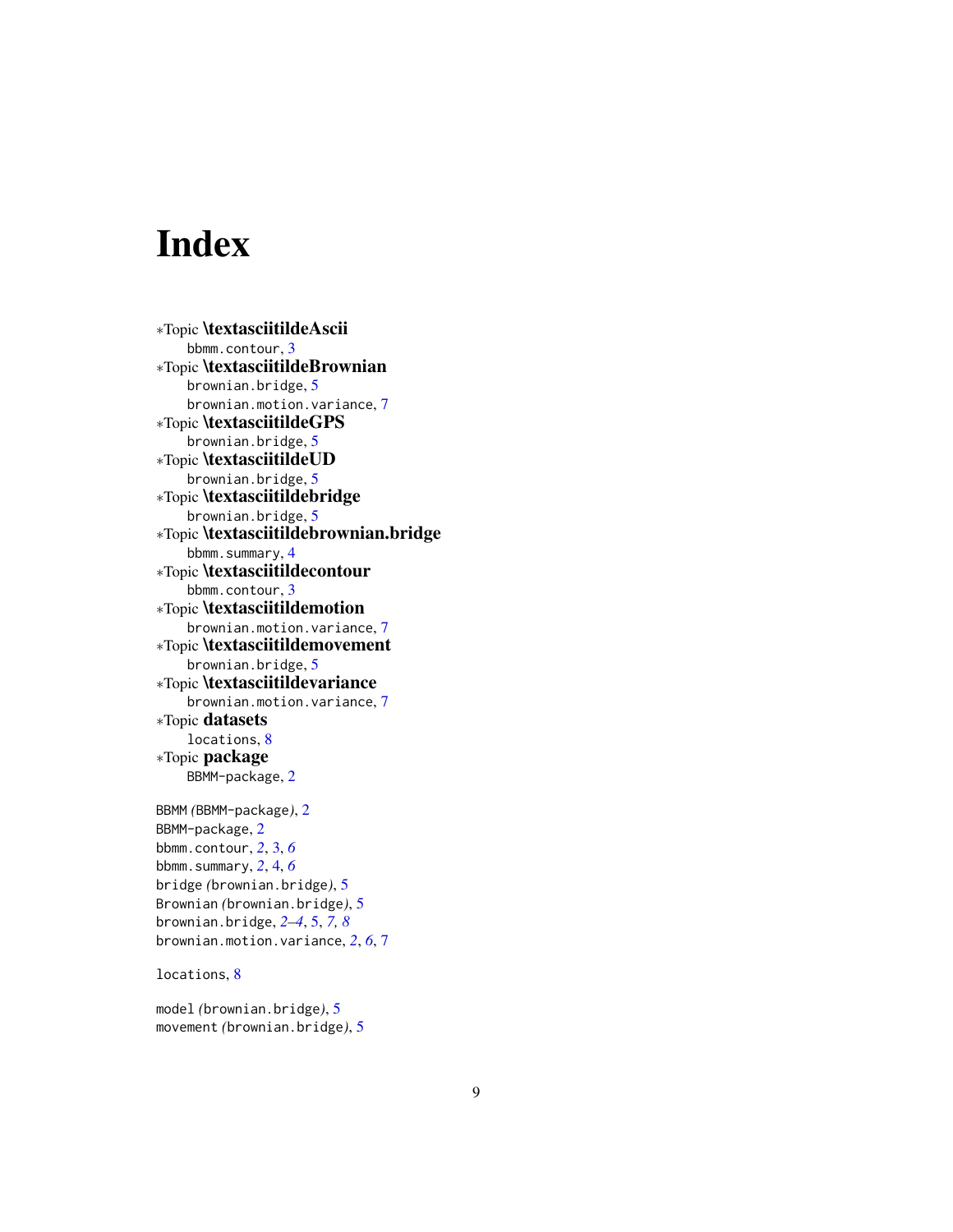# Index

∗Topic **\textasciitildeAscii**
  bbmm.contour, 3
∗Topic **\textasciitildeBrownian**
  brownian.bridge, 5
  brownian.motion.variance, 7
∗Topic **\textasciitildeGPS**
  brownian.bridge, 5
∗Topic **\textasciitildeUD**
  brownian.bridge, 5
∗Topic **\textasciitildebridge**
  brownian.bridge, 5
∗Topic **\textasciitildebrownian.bridge**
  bbmm.summary, 4
∗Topic **\textasciitildecontour**
  bbmm.contour, 3
∗Topic **\textasciitildemotion**
  brownian.motion.variance, 7
∗Topic **\textasciitildemovement**
  brownian.bridge, 5
∗Topic **\textasciitildevariance**
  brownian.motion.variance, 7
∗Topic **datasets**
  locations, 8
∗Topic **package**
  BBMM-package, 2

BBMM *(*BBMM-package*)*, 2
BBMM-package, 2
bbmm.contour, *2*, 3, *6*
bbmm.summary, *2*, 4, *6*
bridge *(*brownian.bridge*)*, 5
Brownian *(*brownian.bridge*)*, 5
brownian.bridge, *2–4*, 5, *7, 8*
brownian.motion.variance, *2*, *6*, 7

locations, 8

model *(*brownian.bridge*)*, 5
movement *(*brownian.bridge*)*, 5